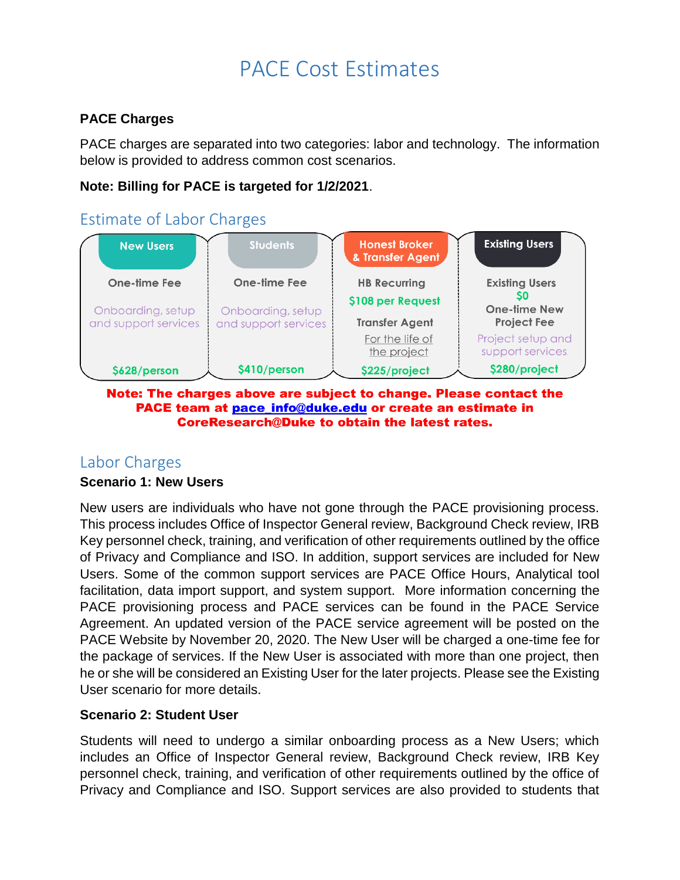# PACE Cost Estimates

**PACE Charges**

PACE charges are separated into two categories: labor and technology. The information below is provided to address common cost scenarios.

**Note: Billing for PACE is targeted for 1/2/2021**.

## Estimate of Labor Charges

| New Users | Students | Honest Broker & Transfer Agent | Existing Users |
|---|---|---|---|
| One-time Fee | One-time Fee | HB Recurring | Existing Users |
| | | $108 per Request | $0 |
| Onboarding, setup and support services | Onboarding, setup and support services | Transfer Agent | One-time New Project Fee |
| | | For the life of the project | Project setup and support services |
| $628/person | $410/person | $225/project | $280/project |

**Note: The charges above are subject to change. Please contact the PACE team at pace_info@duke.edu or create an estimate in CoreResearch@Duke to obtain the latest rates.**

## Labor Charges

**Scenario 1: New Users**

New users are individuals who have not gone through the PACE provisioning process. This process includes Office of Inspector General review, Background Check review, IRB Key personnel check, training, and verification of other requirements outlined by the office of Privacy and Compliance and ISO. In addition, support services are included for New Users. Some of the common support services are PACE Office Hours, Analytical tool facilitation, data import support, and system support. More information concerning the PACE provisioning process and PACE services can be found in the PACE Service Agreement. An updated version of the PACE service agreement will be posted on the PACE Website by November 20, 2020. The New User will be charged a one-time fee for the package of services. If the New User is associated with more than one project, then he or she will be considered an Existing User for the later projects. Please see the Existing User scenario for more details.

**Scenario 2: Student User**

Students will need to undergo a similar onboarding process as a New Users; which includes an Office of Inspector General review, Background Check review, IRB Key personnel check, training, and verification of other requirements outlined by the office of Privacy and Compliance and ISO. Support services are also provided to students that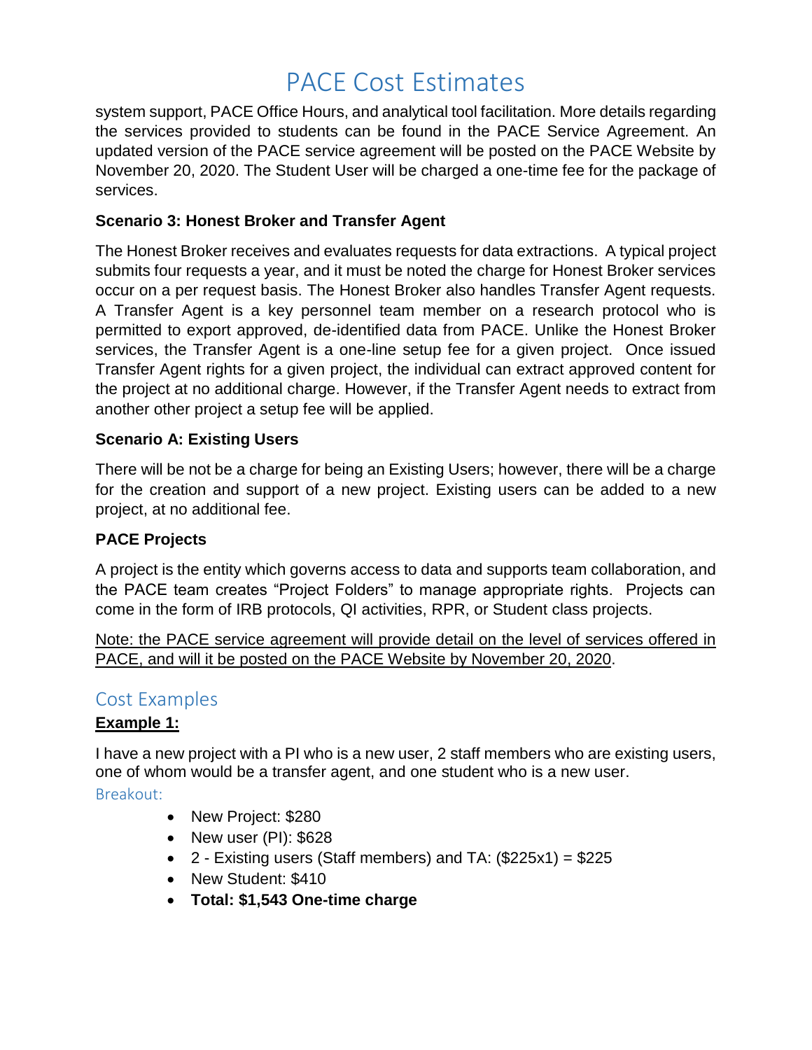system support, PACE Office Hours, and analytical tool facilitation. More details regarding the services provided to students can be found in the PACE Service Agreement. An updated version of the PACE service agreement will be posted on the PACE Website by November 20, 2020. The Student User will be charged a one-time fee for the package of services.

**Scenario 3: Honest Broker and Transfer Agent**

The Honest Broker receives and evaluates requests for data extractions. A typical project submits four requests a year, and it must be noted the charge for Honest Broker services occur on a per request basis. The Honest Broker also handles Transfer Agent requests. A Transfer Agent is a key personnel team member on a research protocol who is permitted to export approved, de-identified data from PACE. Unlike the Honest Broker services, the Transfer Agent is a one-line setup fee for a given project. Once issued Transfer Agent rights for a given project, the individual can extract approved content for the project at no additional charge. However, if the Transfer Agent needs to extract from another other project a setup fee will be applied.

**Scenario A: Existing Users**

There will be not be a charge for being an Existing Users; however, there will be a charge for the creation and support of a new project. Existing users can be added to a new project, at no additional fee.

**PACE Projects**

A project is the entity which governs access to data and supports team collaboration, and the PACE team creates "Project Folders" to manage appropriate rights. Projects can come in the form of IRB protocols, QI activities, RPR, or Student class projects.

<u>Note: the PACE service agreement will provide detail on the level of services offered in PACE, and will it be posted on the PACE Website by November 20, 2020</u>.

## Cost Examples

**<u>Example 1:</u>**

I have a new project with a PI who is a new user, 2 staff members who are existing users, one of whom would be a transfer agent, and one student who is a new user.

Breakout:

- New Project: $280
- New user (PI): $628
- 2 - Existing users (Staff members) and TA: ($225x1) = $225
- New Student: $410
- **Total: $1,543 One-time charge**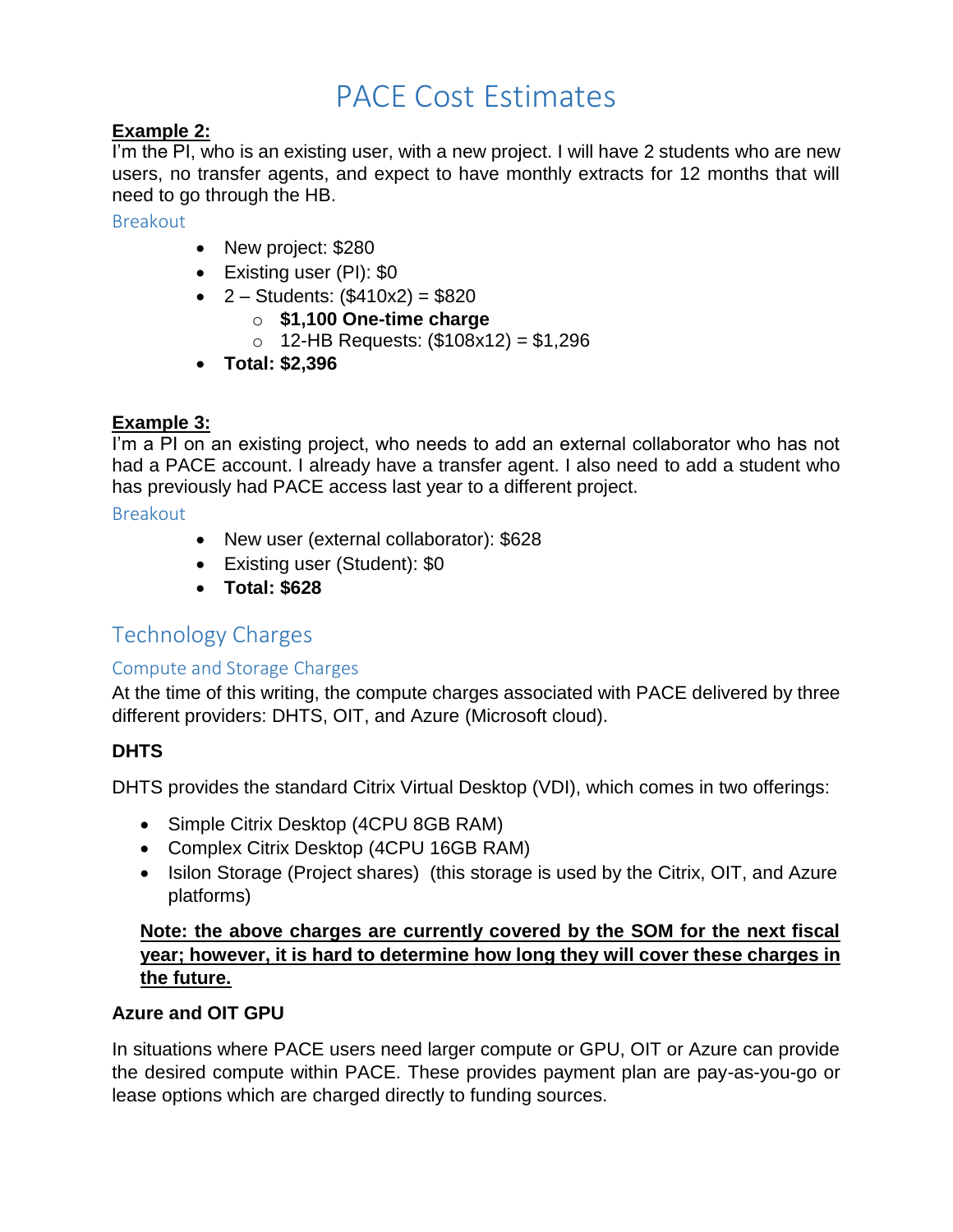# PACE Cost Estimates

**Example 2:**

I'm the PI, who is an existing user, with a new project. I will have 2 students who are new users, no transfer agents, and expect to have monthly extracts for 12 months that will need to go through the HB.

### Breakout

- New project: $280
- Existing user (PI): $0
- 2 – Students: ($410x2) = $820
  - **$1,100 One-time charge**
  - 12-HB Requests: ($108x12) = $1,296
- **Total: $2,396**

**Example 3:**

I'm a PI on an existing project, who needs to add an external collaborator who has not had a PACE account. I already have a transfer agent. I also need to add a student who has previously had PACE access last year to a different project.

### Breakout

- New user (external collaborator): $628
- Existing user (Student): $0
- **Total: $628**

## Technology Charges

### Compute and Storage Charges

At the time of this writing, the compute charges associated with PACE delivered by three different providers: DHTS, OIT, and Azure (Microsoft cloud).

**DHTS**

DHTS provides the standard Citrix Virtual Desktop (VDI), which comes in two offerings:

- Simple Citrix Desktop (4CPU 8GB RAM)
- Complex Citrix Desktop (4CPU 16GB RAM)
- Isilon Storage (Project shares) (this storage is used by the Citrix, OIT, and Azure platforms)

**Note: the above charges are currently covered by the SOM for the next fiscal year; however, it is hard to determine how long they will cover these charges in the future.**

**Azure and OIT GPU**

In situations where PACE users need larger compute or GPU, OIT or Azure can provide the desired compute within PACE. These provides payment plan are pay-as-you-go or lease options which are charged directly to funding sources.